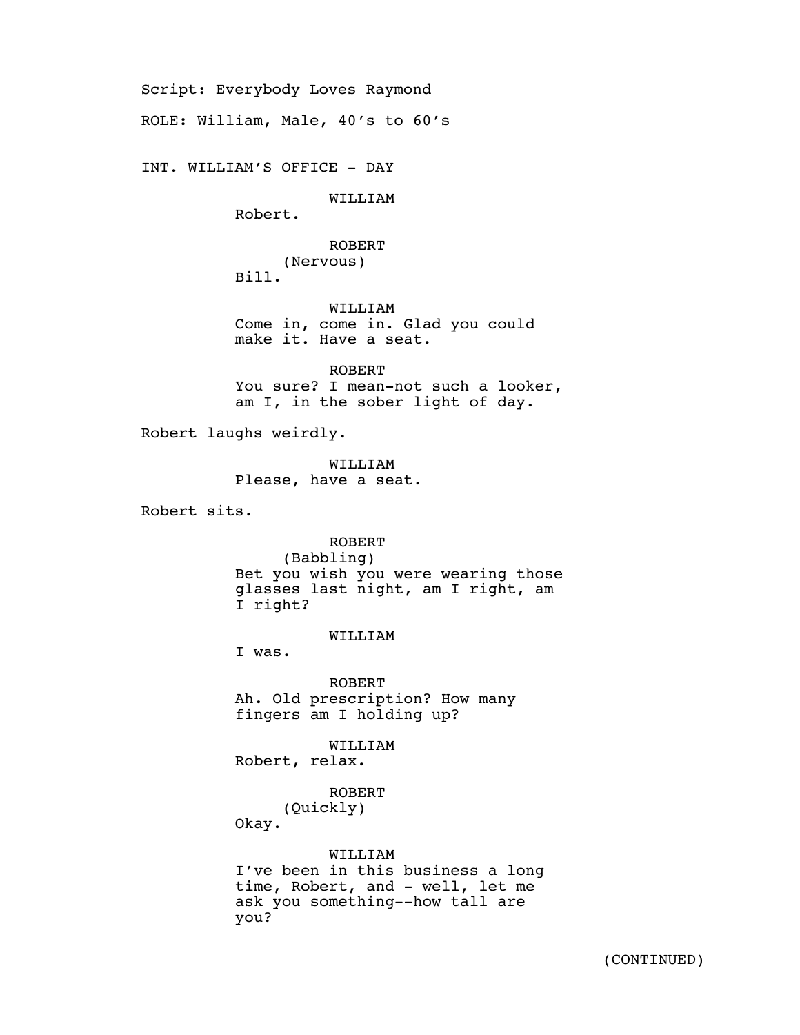Script: Everybody Loves Raymond

ROLE: William, Male, 40's to 60's

INT. WILLIAM'S OFFICE - DAY

WILLIAM
Robert.

ROBERT
(Nervous)
Bill.

WILLIAM
Come in, come in. Glad you could make it. Have a seat.

ROBERT
You sure? I mean-not such a looker, am I, in the sober light of day.

Robert laughs weirdly.

WILLIAM
Please, have a seat.

Robert sits.

ROBERT
(Babbling)
Bet you wish you were wearing those glasses last night, am I right, am I right?

WILLIAM
I was.

ROBERT
Ah. Old prescription? How many fingers am I holding up?

WILLIAM
Robert, relax.

ROBERT
(Quickly)
Okay.

WILLIAM
I've been in this business a long time, Robert, and - well, let me ask you something--how tall are you?

(CONTINUED)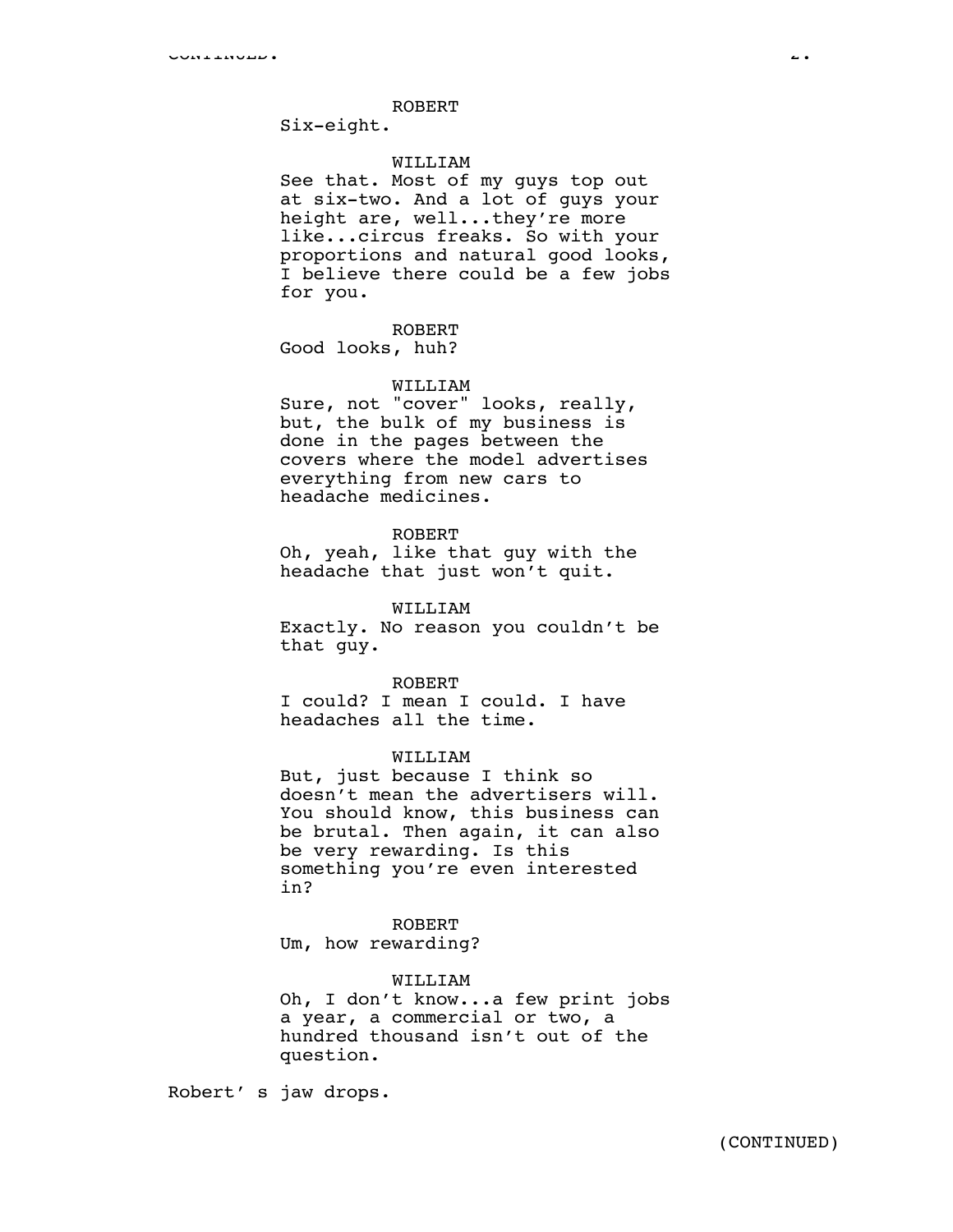ROBERT
Six-eight.

WILLIAM
See that. Most of my guys top out at six-two. And a lot of guys your height are, well...they're more like...circus freaks. So with your proportions and natural good looks, I believe there could be a few jobs for you.

ROBERT
Good looks, huh?

WILLIAM
Sure, not "cover" looks, really, but, the bulk of my business is done in the pages between the covers where the model advertises everything from new cars to headache medicines.

ROBERT
Oh, yeah, like that guy with the headache that just won't quit.

WILLIAM
Exactly. No reason you couldn't be that guy.

ROBERT
I could? I mean I could. I have headaches all the time.

WILLIAM
But, just because I think so doesn't mean the advertisers will. You should know, this business can be brutal. Then again, it can also be very rewarding. Is this something you're even interested in?

ROBERT
Um, how rewarding?

WILLIAM
Oh, I don't know...a few print jobs a year, a commercial or two, a hundred thousand isn't out of the question.

Robert' s jaw drops.

(CONTINUED)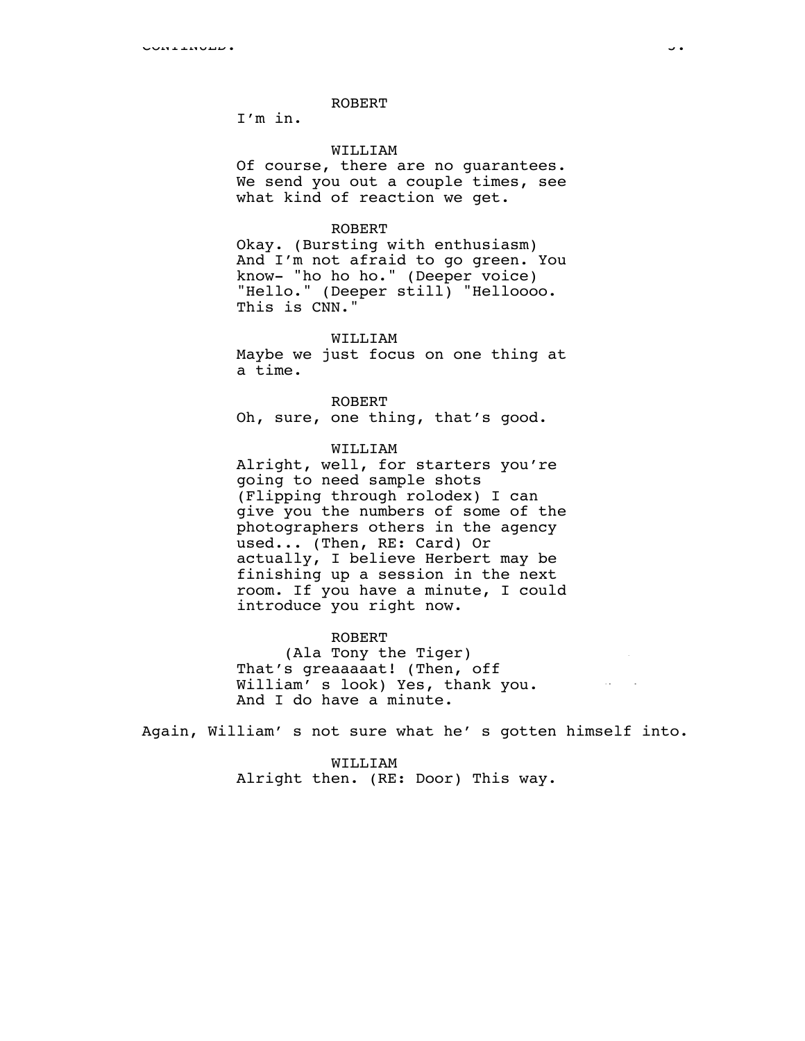ROBERT

I'm in.

WILLIAM

Of course, there are no guarantees. We send you out a couple times, see what kind of reaction we get.

ROBERT

Okay. (Bursting with enthusiasm) And I'm not afraid to go green. You know- "ho ho ho." (Deeper voice) "Hello." (Deeper still) "Helloooo. This is CNN."

WILLIAM

Maybe we just focus on one thing at a time.

ROBERT

Oh, sure, one thing, that's good.

WILLIAM

Alright, well, for starters you're going to need sample shots (Flipping through rolodex) I can give you the numbers of some of the photographers others in the agency used... (Then, RE: Card) Or actually, I believe Herbert may be finishing up a session in the next room. If you have a minute, I could introduce you right now.

ROBERT

(Ala Tony the Tiger)

That's greaaaaat! (Then, off William' s look) Yes, thank you. And I do have a minute.

Again, William' s not sure what he' s gotten himself into.

WILLIAM

Alright then. (RE: Door) This way.